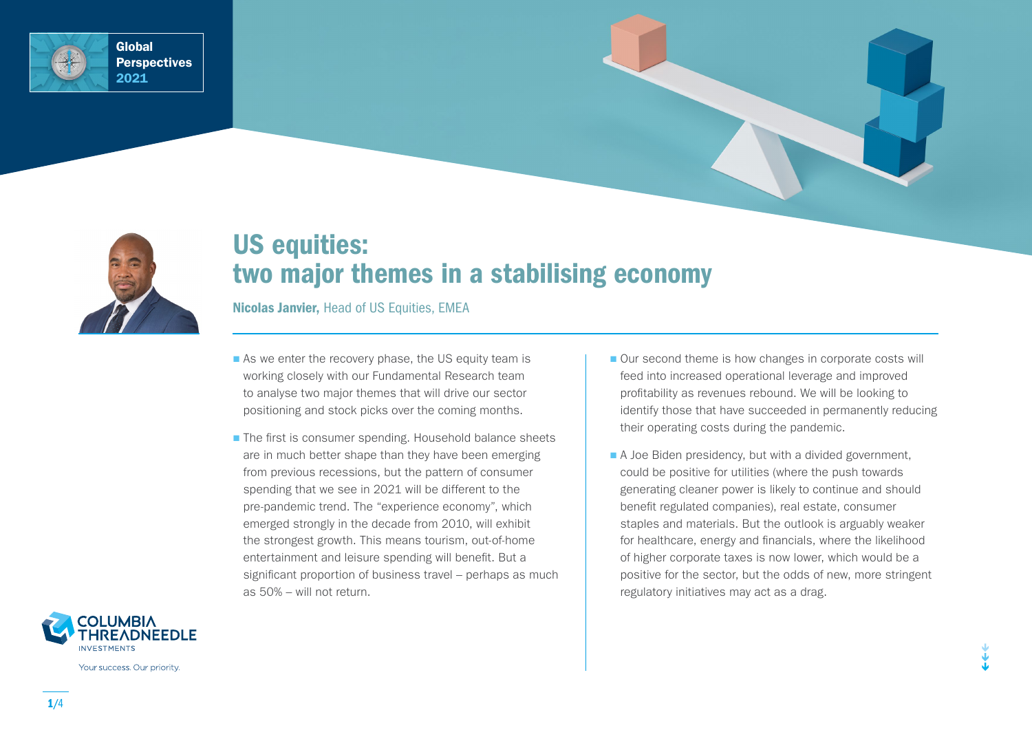# US equities: two major themes in a stabilising economy

**Nicolas Janvier,** Head of US Equities, EMEA

- As we enter the recovery phase, the US equity team is working closely with our Fundamental Research team to analyse two major themes that will drive our sector positioning and stock picks over the coming months.
- The first is consumer spending. Household balance sheets are in much better shape than they have been emerging from previous recessions, but the pattern of consumer spending that we see in 2021 will be different to the pre-pandemic trend. The "experience economy", which emerged strongly in the decade from 2010, will exhibit the strongest growth. This means tourism, out-of-home entertainment and leisure spending will benefit. But a significant proportion of business travel – perhaps as much as 50% – will not return.
- Our second theme is how changes in corporate costs will feed into increased operational leverage and improved profitability as revenues rebound. We will be looking to identify those that have succeeded in permanently reducing their operating costs during the pandemic.
- A Joe Biden presidency, but with a divided government, could be positive for utilities (where the push towards generating cleaner power is likely to continue and should benefit regulated companies), real estate, consumer staples and materials. But the outlook is arguably weaker for healthcare, energy and financials, where the likelihood of higher corporate taxes is now lower, which would be a positive for the sector, but the odds of new, more stringent regulatory initiatives may act as a drag.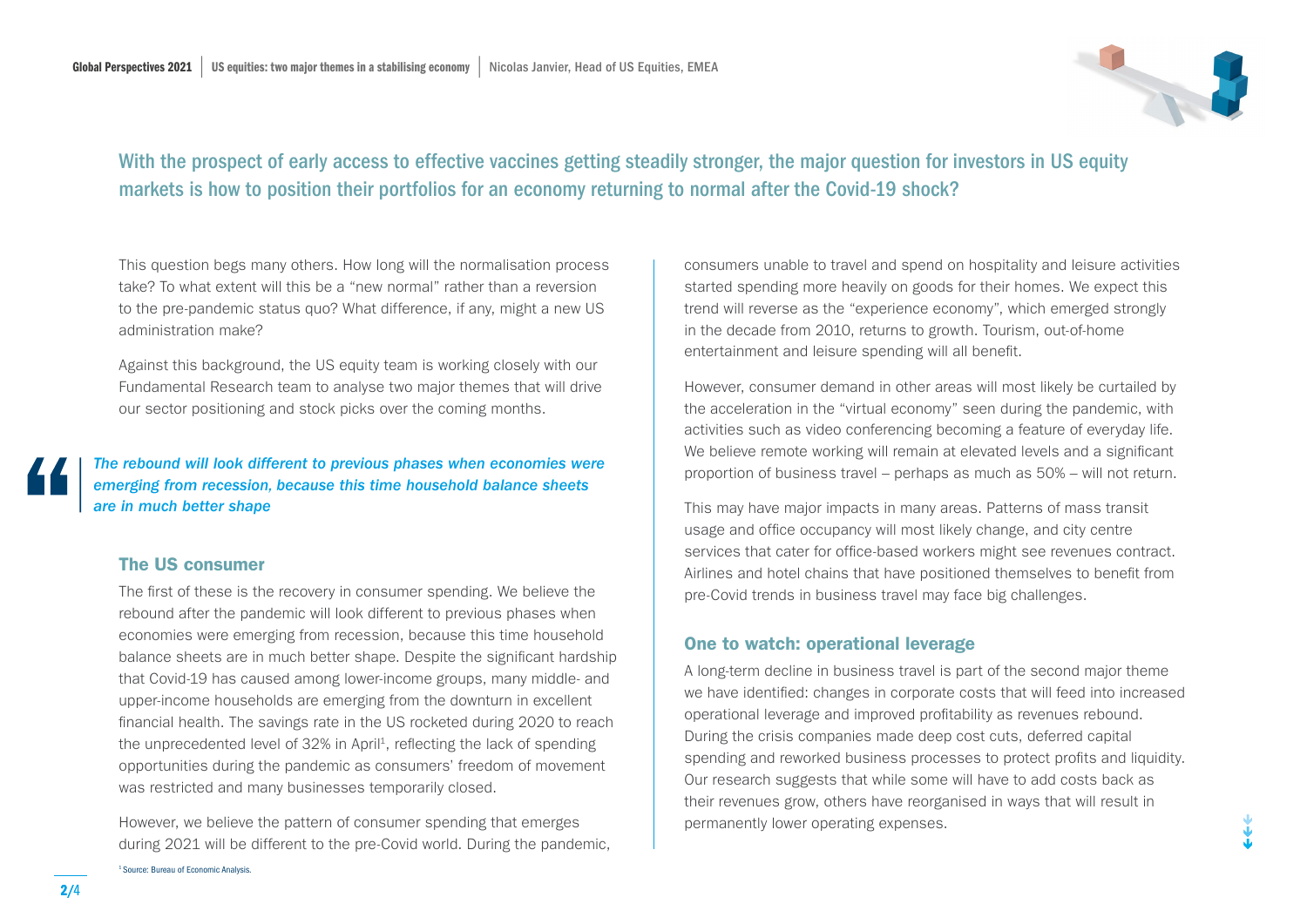With the prospect of early access to effective vaccines getting steadily stronger, the major question for investors in US equity markets is how to position their portfolios for an economy returning to normal after the Covid-19 shock?

This question begs many others. How long will the normalisation process take? To what extent will this be a "new normal" rather than a reversion to the pre-pandemic status quo? What difference, if any, might a new US administration make?

Against this background, the US equity team is working closely with our Fundamental Research team to analyse two major themes that will drive our sector positioning and stock picks over the coming months.

> *The rebound will look different to previous phases when economies were emerging from recession, because this time household balance sheets are in much better shape*

## The US consumer

The first of these is the recovery in consumer spending. We believe the rebound after the pandemic will look different to previous phases when economies were emerging from recession, because this time household balance sheets are in much better shape. Despite the significant hardship that Covid-19 has caused among lower-income groups, many middle- and upper-income households are emerging from the downturn in excellent financial health. The savings rate in the US rocketed during 2020 to reach the unprecedented level of 32% in April[1], reflecting the lack of spending opportunities during the pandemic as consumers' freedom of movement was restricted and many businesses temporarily closed.

However, we believe the pattern of consumer spending that emerges during 2021 will be different to the pre-Covid world. During the pandemic, consumers unable to travel and spend on hospitality and leisure activities started spending more heavily on goods for their homes. We expect this trend will reverse as the "experience economy", which emerged strongly in the decade from 2010, returns to growth. Tourism, out-of-home entertainment and leisure spending will all benefit.

However, consumer demand in other areas will most likely be curtailed by the acceleration in the "virtual economy" seen during the pandemic, with activities such as video conferencing becoming a feature of everyday life. We believe remote working will remain at elevated levels and a significant proportion of business travel – perhaps as much as 50% – will not return.

This may have major impacts in many areas. Patterns of mass transit usage and office occupancy will most likely change, and city centre services that cater for office-based workers might see revenues contract. Airlines and hotel chains that have positioned themselves to benefit from pre-Covid trends in business travel may face big challenges.

## One to watch: operational leverage

A long-term decline in business travel is part of the second major theme we have identified: changes in corporate costs that will feed into increased operational leverage and improved profitability as revenues rebound. During the crisis companies made deep cost cuts, deferred capital spending and reworked business processes to protect profits and liquidity. Our research suggests that while some will have to add costs back as their revenues grow, others have reorganised in ways that will result in permanently lower operating expenses.

[1] Source: Bureau of Economic Analysis.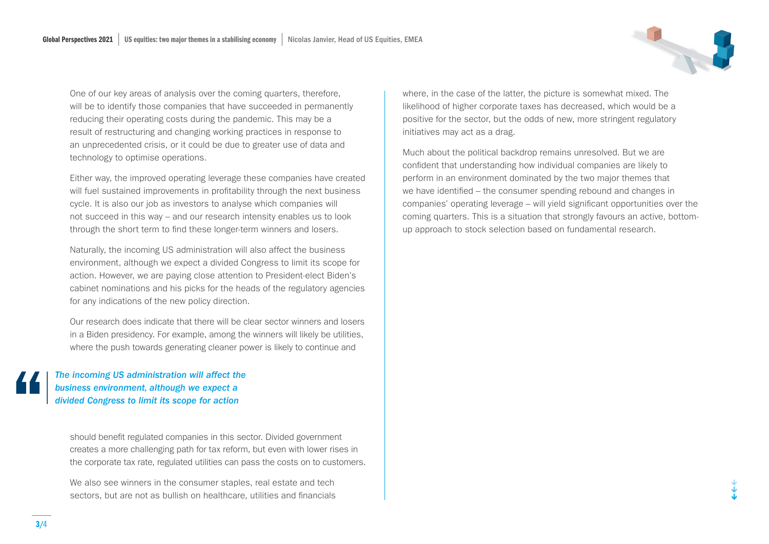One of our key areas of analysis over the coming quarters, therefore, will be to identify those companies that have succeeded in permanently reducing their operating costs during the pandemic. This may be a result of restructuring and changing working practices in response to an unprecedented crisis, or it could be due to greater use of data and technology to optimise operations.

Either way, the improved operating leverage these companies have created will fuel sustained improvements in profitability through the next business cycle. It is also our job as investors to analyse which companies will not succeed in this way – and our research intensity enables us to look through the short term to find these longer-term winners and losers.

Naturally, the incoming US administration will also affect the business environment, although we expect a divided Congress to limit its scope for action. However, we are paying close attention to President-elect Biden's cabinet nominations and his picks for the heads of the regulatory agencies for any indications of the new policy direction.

Our research does indicate that there will be clear sector winners and losers in a Biden presidency. For example, among the winners will likely be utilities, where the push towards generating cleaner power is likely to continue and should benefit regulated companies in this sector. Divided government creates a more challenging path for tax reform, but even with lower rises in the corporate tax rate, regulated utilities can pass the costs on to customers.

> *The incoming US administration will affect the business environment, although we expect a divided Congress to limit its scope for action*

We also see winners in the consumer staples, real estate and tech sectors, but are not as bullish on healthcare, utilities and financials where, in the case of the latter, the picture is somewhat mixed. The likelihood of higher corporate taxes has decreased, which would be a positive for the sector, but the odds of new, more stringent regulatory initiatives may act as a drag.

Much about the political backdrop remains unresolved. But we are confident that understanding how individual companies are likely to perform in an environment dominated by the two major themes that we have identified – the consumer spending rebound and changes in companies' operating leverage – will yield significant opportunities over the coming quarters. This is a situation that strongly favours an active, bottom-up approach to stock selection based on fundamental research.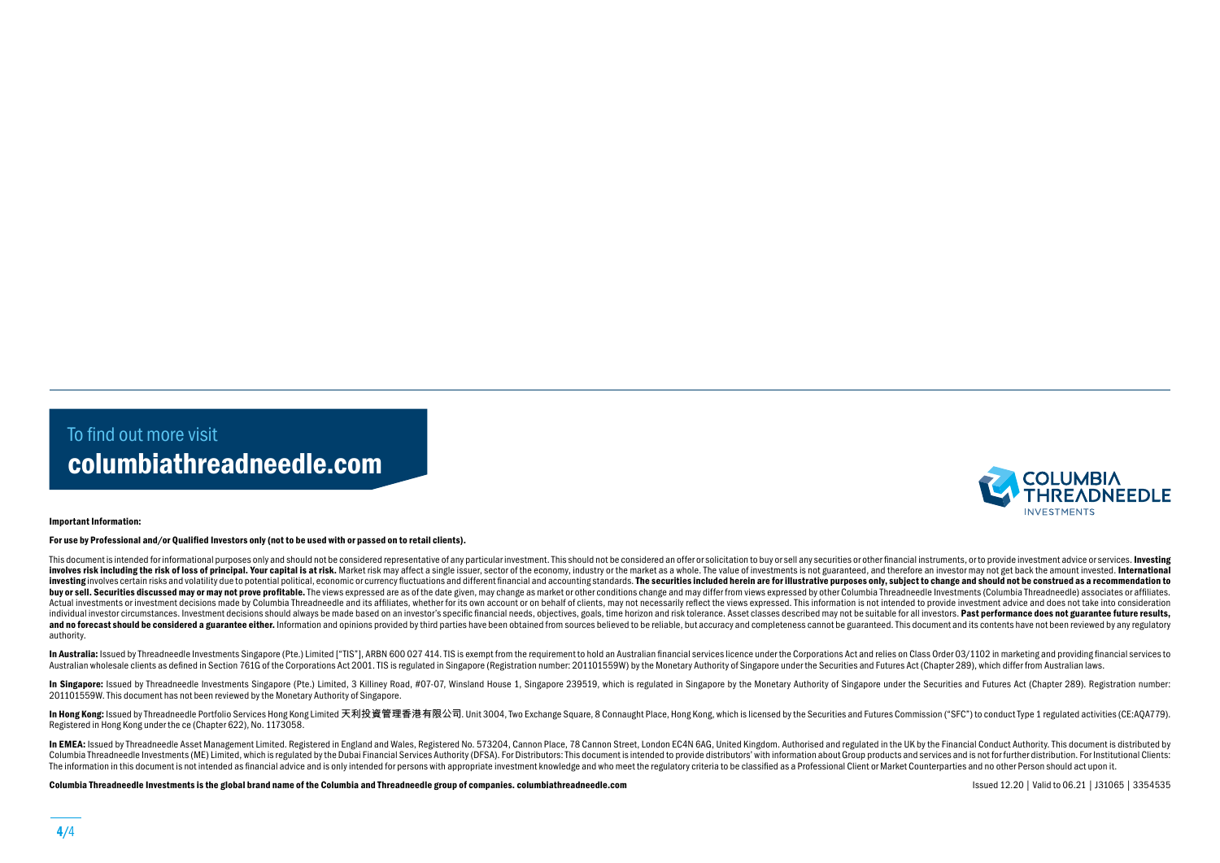To find out more visit
**columbiathreadneedle.com**

COLUMBIA THREADNEEDLE INVESTMENTS

**Important Information:**

**For use by Professional and/or Qualified Investors only (not to be used with or passed on to retail clients).**

This document is intended for informational purposes only and should not be considered representative of any particular investment. This should not be considered an offer or solicitation to buy or sell any securities or other financial instruments, or to provide investment advice or services. **Investing involves risk including the risk of loss of principal. Your capital is at risk.** Market risk may affect a single issuer, sector of the economy, industry or the market as a whole. The value of investments is not guaranteed, and therefore an investor may not get back the amount invested. **International investing** involves certain risks and volatility due to potential political, economic or currency fluctuations and different financial and accounting standards. **The securities included herein are for illustrative purposes only, subject to change and should not be construed as a recommendation to buy or sell. Securities discussed may or may not prove profitable.** The views expressed are as of the date given, may change as market or other conditions change and may differ from views expressed by other Columbia Threadneedle Investments (Columbia Threadneedle) associates or affiliates. Actual investments or investment decisions made by Columbia Threadneedle and its affiliates, whether for its own account or on behalf of clients, may not necessarily reflect the views expressed. This information is not intended to provide investment advice and does not take into consideration individual investor circumstances. Investment decisions should always be made based on an investor's specific financial needs, objectives, goals, time horizon and risk tolerance. Asset classes described may not be suitable for all investors. **Past performance does not guarantee future results, and no forecast should be considered a guarantee either.** Information and opinions provided by third parties have been obtained from sources believed to be reliable, but accuracy and completeness cannot be guaranteed. This document and its contents have not been reviewed by any regulatory authority.

**In Australia:** Issued by Threadneedle Investments Singapore (Pte.) Limited ["TIS"], ARBN 600 027 414. TIS is exempt from the requirement to hold an Australian financial services licence under the Corporations Act and relies on Class Order 03/1102 in marketing and providing financial services to Australian wholesale clients as defined in Section 761G of the Corporations Act 2001. TIS is regulated in Singapore (Registration number: 201101559W) by the Monetary Authority of Singapore under the Securities and Futures Act (Chapter 289), which differ from Australian laws.

**In Singapore:** Issued by Threadneedle Investments Singapore (Pte.) Limited, 3 Killiney Road, #07-07, Winsland House 1, Singapore 239519, which is regulated in Singapore by the Monetary Authority of Singapore under the Securities and Futures Act (Chapter 289). Registration number: 201101559W. This document has not been reviewed by the Monetary Authority of Singapore.

**In Hong Kong:** Issued by Threadneedle Portfolio Services Hong Kong Limited 天利投資管理香港有限公司. Unit 3004, Two Exchange Square, 8 Connaught Place, Hong Kong, which is licensed by the Securities and Futures Commission ("SFC") to conduct Type 1 regulated activities (CE:AQA779). Registered in Hong Kong under the ce (Chapter 622), No. 1173058.

**In EMEA:** Issued by Threadneedle Asset Management Limited. Registered in England and Wales, Registered No. 573204, Cannon Place, 78 Cannon Street, London EC4N 6AG, United Kingdom. Authorised and regulated in the UK by the Financial Conduct Authority. This document is distributed by Columbia Threadneedle Investments (ME) Limited, which is regulated by the Dubai Financial Services Authority (DFSA). For Distributors: This document is intended to provide distributors' with information about Group products and services and is not for further distribution. For Institutional Clients: The information in this document is not intended as financial advice and is only intended for persons with appropriate investment knowledge and who meet the regulatory criteria to be classified as a Professional Client or Market Counterparties and no other Person should act upon it.

**Columbia Threadneedle Investments is the global brand name of the Columbia and Threadneedle group of companies. columbiathreadneedle.com**

Issued 12.20 | Valid to 06.21 | J31065 | 3354535